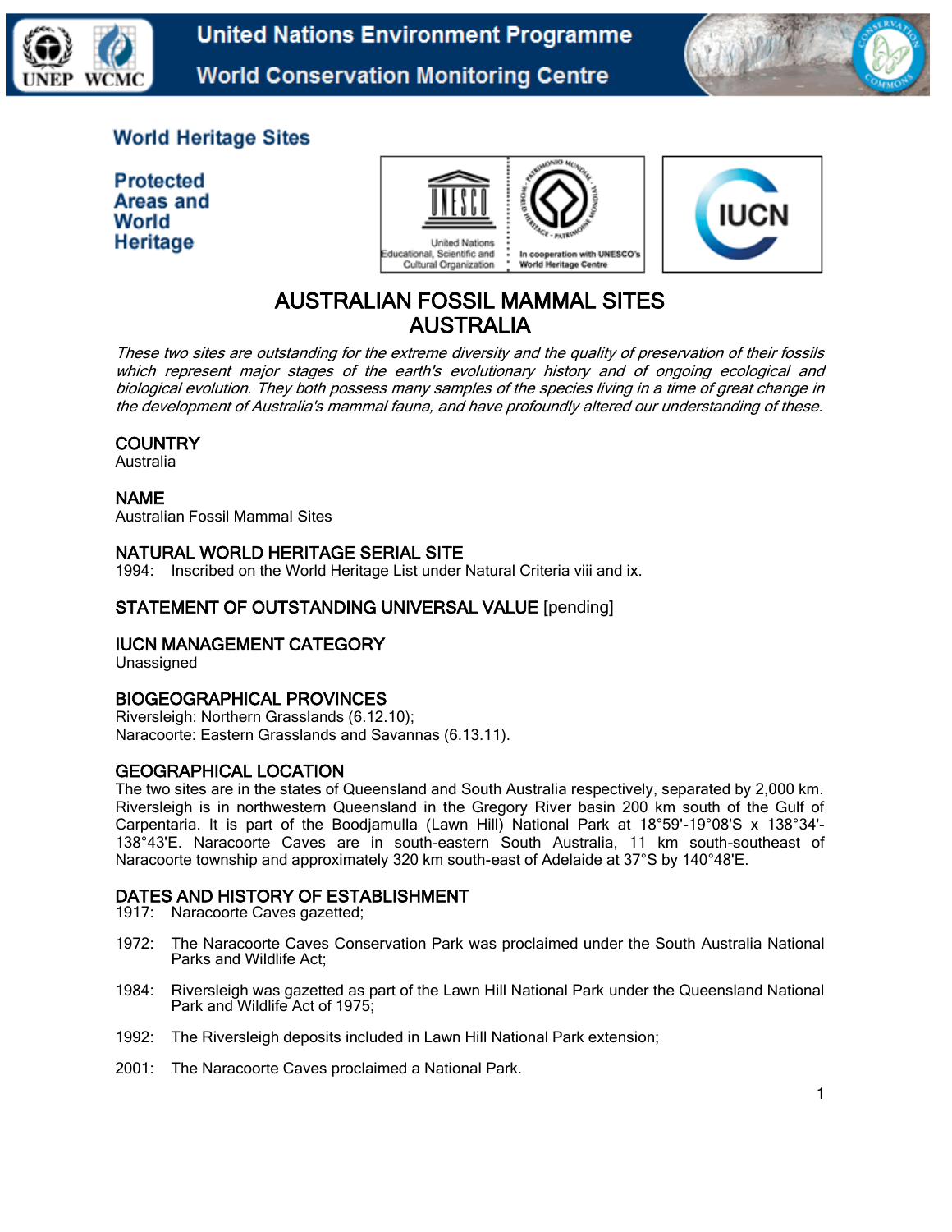United Nations Environment Programme
World Conservation Monitoring Centre

World Heritage Sites

Protected Areas and World Heritage

# AUSTRALIAN FOSSIL MAMMAL SITES AUSTRALIA

*These two sites are outstanding for the extreme diversity and the quality of preservation of their fossils which represent major stages of the earth's evolutionary history and of ongoing ecological and biological evolution. They both possess many samples of the species living in a time of great change in the development of Australia's mammal fauna, and have profoundly altered our understanding of these.*

## COUNTRY

Australia

## NAME

Australian Fossil Mammal Sites

## NATURAL WORLD HERITAGE SERIAL SITE

1994: Inscribed on the World Heritage List under Natural Criteria viii and ix.

## STATEMENT OF OUTSTANDING UNIVERSAL VALUE [pending]

## IUCN MANAGEMENT CATEGORY

Unassigned

## BIOGEOGRAPHICAL PROVINCES

Riversleigh: Northern Grasslands (6.12.10);
Naracoorte: Eastern Grasslands and Savannas (6.13.11).

## GEOGRAPHICAL LOCATION

The two sites are in the states of Queensland and South Australia respectively, separated by 2,000 km. Riversleigh is in northwestern Queensland in the Gregory River basin 200 km south of the Gulf of Carpentaria. It is part of the Boodjamulla (Lawn Hill) National Park at 18°59'-19°08'S x 138°34'-138°43'E. Naracoorte Caves are in south-eastern South Australia, 11 km south-southeast of Naracoorte township and approximately 320 km south-east of Adelaide at 37°S by 140°48'E.

## DATES AND HISTORY OF ESTABLISHMENT

1917: Naracoorte Caves gazetted;

1972: The Naracoorte Caves Conservation Park was proclaimed under the South Australia National Parks and Wildlife Act;

1984: Riversleigh was gazetted as part of the Lawn Hill National Park under the Queensland National Park and Wildlife Act of 1975;

1992: The Riversleigh deposits included in Lawn Hill National Park extension;

2001: The Naracoorte Caves proclaimed a National Park.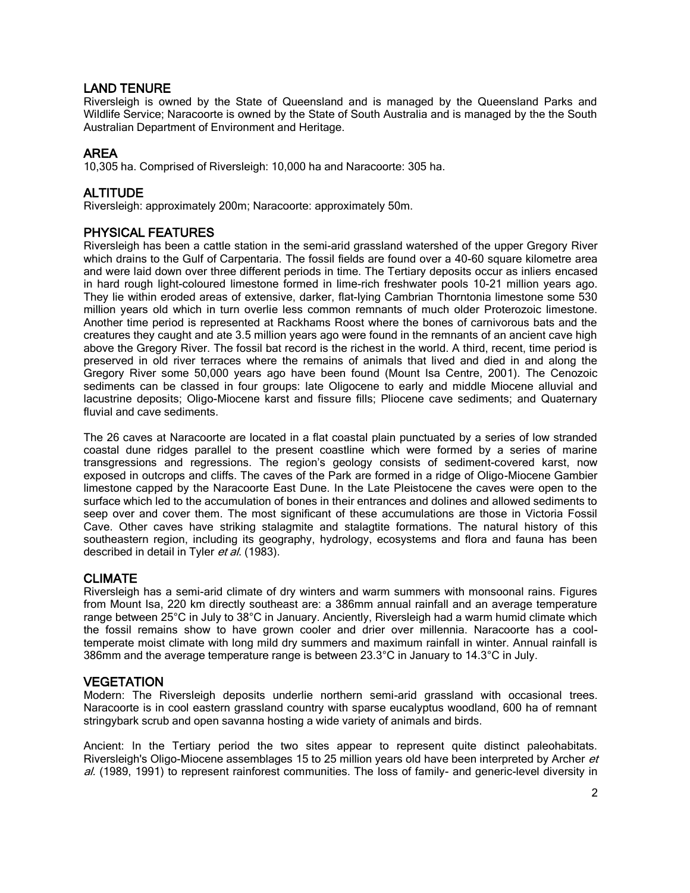## LAND TENURE

Riversleigh is owned by the State of Queensland and is managed by the Queensland Parks and Wildlife Service; Naracoorte is owned by the State of South Australia and is managed by the the South Australian Department of Environment and Heritage.

## AREA

10,305 ha. Comprised of Riversleigh: 10,000 ha and Naracoorte: 305 ha.

## ALTITUDE

Riversleigh: approximately 200m; Naracoorte: approximately 50m.

## PHYSICAL FEATURES

Riversleigh has been a cattle station in the semi-arid grassland watershed of the upper Gregory River which drains to the Gulf of Carpentaria. The fossil fields are found over a 40-60 square kilometre area and were laid down over three different periods in time. The Tertiary deposits occur as inliers encased in hard rough light-coloured limestone formed in lime-rich freshwater pools 10-21 million years ago. They lie within eroded areas of extensive, darker, flat-lying Cambrian Thorntonia limestone some 530 million years old which in turn overlie less common remnants of much older Proterozoic limestone. Another time period is represented at Rackhams Roost where the bones of carnivorous bats and the creatures they caught and ate 3.5 million years ago were found in the remnants of an ancient cave high above the Gregory River. The fossil bat record is the richest in the world. A third, recent, time period is preserved in old river terraces where the remains of animals that lived and died in and along the Gregory River some 50,000 years ago have been found (Mount Isa Centre, 2001). The Cenozoic sediments can be classed in four groups: late Oligocene to early and middle Miocene alluvial and lacustrine deposits; Oligo-Miocene karst and fissure fills; Pliocene cave sediments; and Quaternary fluvial and cave sediments.

The 26 caves at Naracoorte are located in a flat coastal plain punctuated by a series of low stranded coastal dune ridges parallel to the present coastline which were formed by a series of marine transgressions and regressions. The region's geology consists of sediment-covered karst, now exposed in outcrops and cliffs. The caves of the Park are formed in a ridge of Oligo-Miocene Gambier limestone capped by the Naracoorte East Dune. In the Late Pleistocene the caves were open to the surface which led to the accumulation of bones in their entrances and dolines and allowed sediments to seep over and cover them. The most significant of these accumulations are those in Victoria Fossil Cave. Other caves have striking stalagmite and stalagtite formations. The natural history of this southeastern region, including its geography, hydrology, ecosystems and flora and fauna has been described in detail in Tyler *et al.* (1983).

## CLIMATE

Riversleigh has a semi-arid climate of dry winters and warm summers with monsoonal rains. Figures from Mount Isa, 220 km directly southeast are: a 386mm annual rainfall and an average temperature range between 25°C in July to 38°C in January. Anciently, Riversleigh had a warm humid climate which the fossil remains show to have grown cooler and drier over millennia. Naracoorte has a cool-temperate moist climate with long mild dry summers and maximum rainfall in winter. Annual rainfall is 386mm and the average temperature range is between 23.3°C in January to 14.3°C in July.

## VEGETATION

Modern: The Riversleigh deposits underlie northern semi-arid grassland with occasional trees. Naracoorte is in cool eastern grassland country with sparse eucalyptus woodland, 600 ha of remnant stringybark scrub and open savanna hosting a wide variety of animals and birds.

Ancient: In the Tertiary period the two sites appear to represent quite distinct paleohabitats. Riversleigh's Oligo-Miocene assemblages 15 to 25 million years old have been interpreted by Archer *et al.* (1989, 1991) to represent rainforest communities. The loss of family- and generic-level diversity in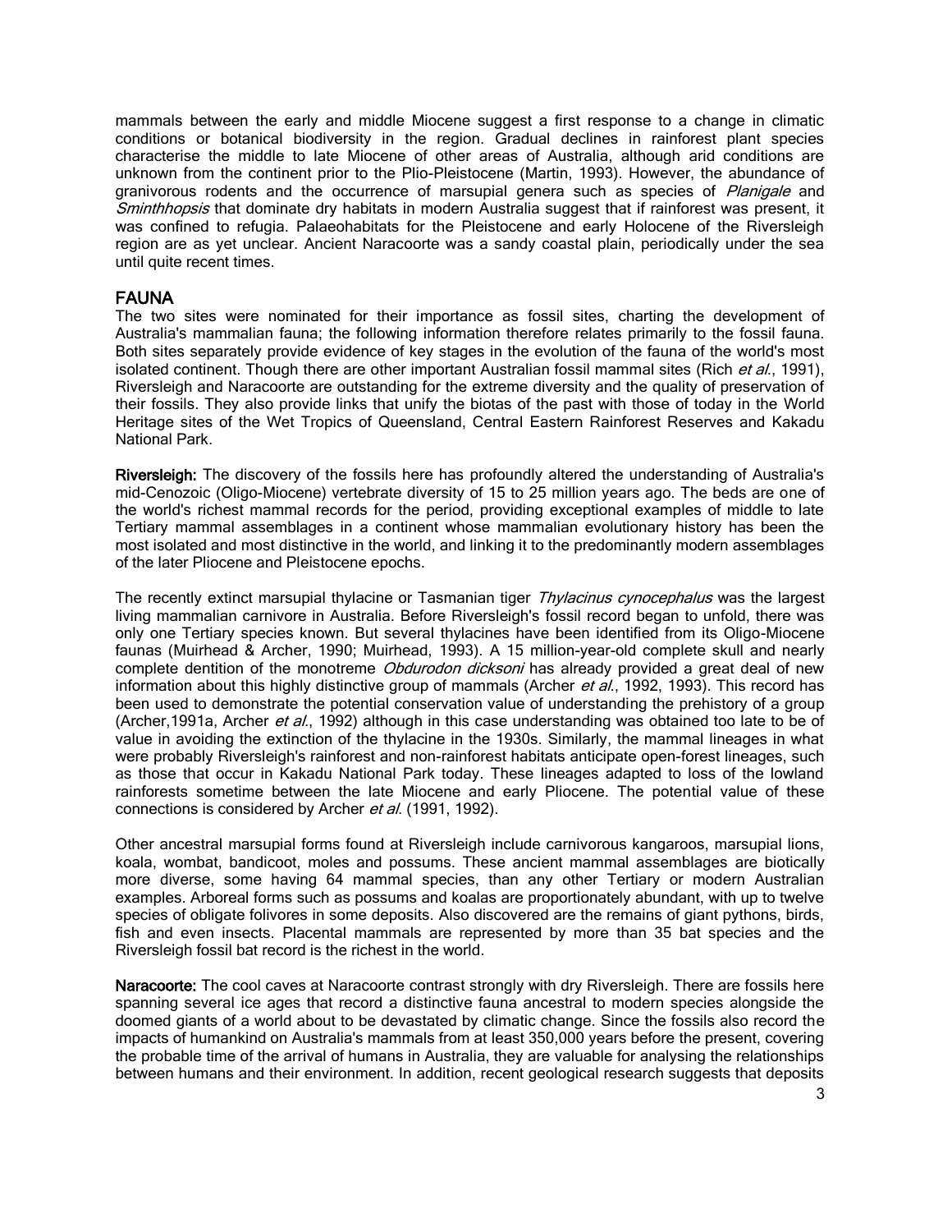mammals between the early and middle Miocene suggest a first response to a change in climatic conditions or botanical biodiversity in the region. Gradual declines in rainforest plant species characterise the middle to late Miocene of other areas of Australia, although arid conditions are unknown from the continent prior to the Plio-Pleistocene (Martin, 1993). However, the abundance of granivorous rodents and the occurrence of marsupial genera such as species of *Planigale* and *Sminthhopsis* that dominate dry habitats in modern Australia suggest that if rainforest was present, it was confined to refugia. Palaeohabitats for the Pleistocene and early Holocene of the Riversleigh region are as yet unclear. Ancient Naracoorte was a sandy coastal plain, periodically under the sea until quite recent times.

## FAUNA

The two sites were nominated for their importance as fossil sites, charting the development of Australia's mammalian fauna; the following information therefore relates primarily to the fossil fauna. Both sites separately provide evidence of key stages in the evolution of the fauna of the world's most isolated continent. Though there are other important Australian fossil mammal sites (Rich *et al.*, 1991), Riversleigh and Naracoorte are outstanding for the extreme diversity and the quality of preservation of their fossils. They also provide links that unify the biotas of the past with those of today in the World Heritage sites of the Wet Tropics of Queensland, Central Eastern Rainforest Reserves and Kakadu National Park.

**Riversleigh:** The discovery of the fossils here has profoundly altered the understanding of Australia's mid-Cenozoic (Oligo-Miocene) vertebrate diversity of 15 to 25 million years ago. The beds are one of the world's richest mammal records for the period, providing exceptional examples of middle to late Tertiary mammal assemblages in a continent whose mammalian evolutionary history has been the most isolated and most distinctive in the world, and linking it to the predominantly modern assemblages of the later Pliocene and Pleistocene epochs.

The recently extinct marsupial thylacine or Tasmanian tiger *Thylacinus cynocephalus* was the largest living mammalian carnivore in Australia. Before Riversleigh's fossil record began to unfold, there was only one Tertiary species known. But several thylacines have been identified from its Oligo-Miocene faunas (Muirhead & Archer, 1990; Muirhead, 1993). A 15 million-year-old complete skull and nearly complete dentition of the monotreme *Obdurodon dicksoni* has already provided a great deal of new information about this highly distinctive group of mammals (Archer *et al.*, 1992, 1993). This record has been used to demonstrate the potential conservation value of understanding the prehistory of a group (Archer,1991a, Archer *et al.*, 1992) although in this case understanding was obtained too late to be of value in avoiding the extinction of the thylacine in the 1930s. Similarly, the mammal lineages in what were probably Riversleigh's rainforest and non-rainforest habitats anticipate open-forest lineages, such as those that occur in Kakadu National Park today. These lineages adapted to loss of the lowland rainforests sometime between the late Miocene and early Pliocene. The potential value of these connections is considered by Archer *et al.* (1991, 1992).

Other ancestral marsupial forms found at Riversleigh include carnivorous kangaroos, marsupial lions, koala, wombat, bandicoot, moles and possums. These ancient mammal assemblages are biotically more diverse, some having 64 mammal species, than any other Tertiary or modern Australian examples. Arboreal forms such as possums and koalas are proportionately abundant, with up to twelve species of obligate folivores in some deposits. Also discovered are the remains of giant pythons, birds, fish and even insects. Placental mammals are represented by more than 35 bat species and the Riversleigh fossil bat record is the richest in the world.

**Naracoorte:** The cool caves at Naracoorte contrast strongly with dry Riversleigh. There are fossils here spanning several ice ages that record a distinctive fauna ancestral to modern species alongside the doomed giants of a world about to be devastated by climatic change. Since the fossils also record the impacts of humankind on Australia's mammals from at least 350,000 years before the present, covering the probable time of the arrival of humans in Australia, they are valuable for analysing the relationships between humans and their environment. In addition, recent geological research suggests that deposits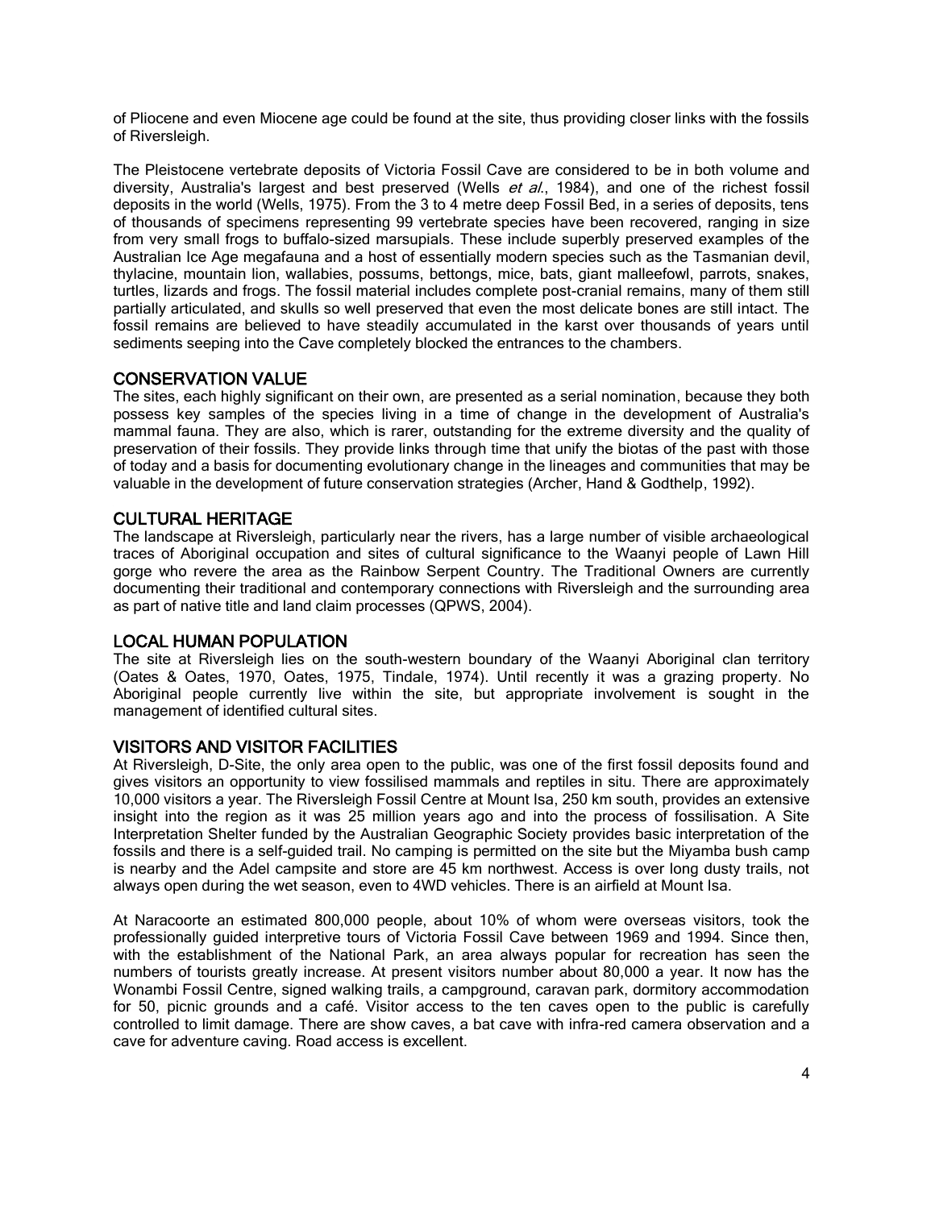of Pliocene and even Miocene age could be found at the site, thus providing closer links with the fossils of Riversleigh.

The Pleistocene vertebrate deposits of Victoria Fossil Cave are considered to be in both volume and diversity, Australia's largest and best preserved (Wells *et al.*, 1984), and one of the richest fossil deposits in the world (Wells, 1975). From the 3 to 4 metre deep Fossil Bed, in a series of deposits, tens of thousands of specimens representing 99 vertebrate species have been recovered, ranging in size from very small frogs to buffalo-sized marsupials. These include superbly preserved examples of the Australian Ice Age megafauna and a host of essentially modern species such as the Tasmanian devil, thylacine, mountain lion, wallabies, possums, bettongs, mice, bats, giant malleefowl, parrots, snakes, turtles, lizards and frogs. The fossil material includes complete post-cranial remains, many of them still partially articulated, and skulls so well preserved that even the most delicate bones are still intact. The fossil remains are believed to have steadily accumulated in the karst over thousands of years until sediments seeping into the Cave completely blocked the entrances to the chambers.

## CONSERVATION VALUE

The sites, each highly significant on their own, are presented as a serial nomination, because they both possess key samples of the species living in a time of change in the development of Australia's mammal fauna. They are also, which is rarer, outstanding for the extreme diversity and the quality of preservation of their fossils. They provide links through time that unify the biotas of the past with those of today and a basis for documenting evolutionary change in the lineages and communities that may be valuable in the development of future conservation strategies (Archer, Hand & Godthelp, 1992).

## CULTURAL HERITAGE

The landscape at Riversleigh, particularly near the rivers, has a large number of visible archaeological traces of Aboriginal occupation and sites of cultural significance to the Waanyi people of Lawn Hill gorge who revere the area as the Rainbow Serpent Country. The Traditional Owners are currently documenting their traditional and contemporary connections with Riversleigh and the surrounding area as part of native title and land claim processes (QPWS, 2004).

## LOCAL HUMAN POPULATION

The site at Riversleigh lies on the south-western boundary of the Waanyi Aboriginal clan territory (Oates & Oates, 1970, Oates, 1975, Tindale, 1974). Until recently it was a grazing property. No Aboriginal people currently live within the site, but appropriate involvement is sought in the management of identified cultural sites.

## VISITORS AND VISITOR FACILITIES

At Riversleigh, D-Site, the only area open to the public, was one of the first fossil deposits found and gives visitors an opportunity to view fossilised mammals and reptiles in situ. There are approximately 10,000 visitors a year. The Riversleigh Fossil Centre at Mount Isa, 250 km south, provides an extensive insight into the region as it was 25 million years ago and into the process of fossilisation. A Site Interpretation Shelter funded by the Australian Geographic Society provides basic interpretation of the fossils and there is a self-guided trail. No camping is permitted on the site but the Miyamba bush camp is nearby and the Adel campsite and store are 45 km northwest. Access is over long dusty trails, not always open during the wet season, even to 4WD vehicles. There is an airfield at Mount Isa.

At Naracoorte an estimated 800,000 people, about 10% of whom were overseas visitors, took the professionally guided interpretive tours of Victoria Fossil Cave between 1969 and 1994. Since then, with the establishment of the National Park, an area always popular for recreation has seen the numbers of tourists greatly increase. At present visitors number about 80,000 a year. It now has the Wonambi Fossil Centre, signed walking trails, a campground, caravan park, dormitory accommodation for 50, picnic grounds and a café. Visitor access to the ten caves open to the public is carefully controlled to limit damage. There are show caves, a bat cave with infra-red camera observation and a cave for adventure caving. Road access is excellent.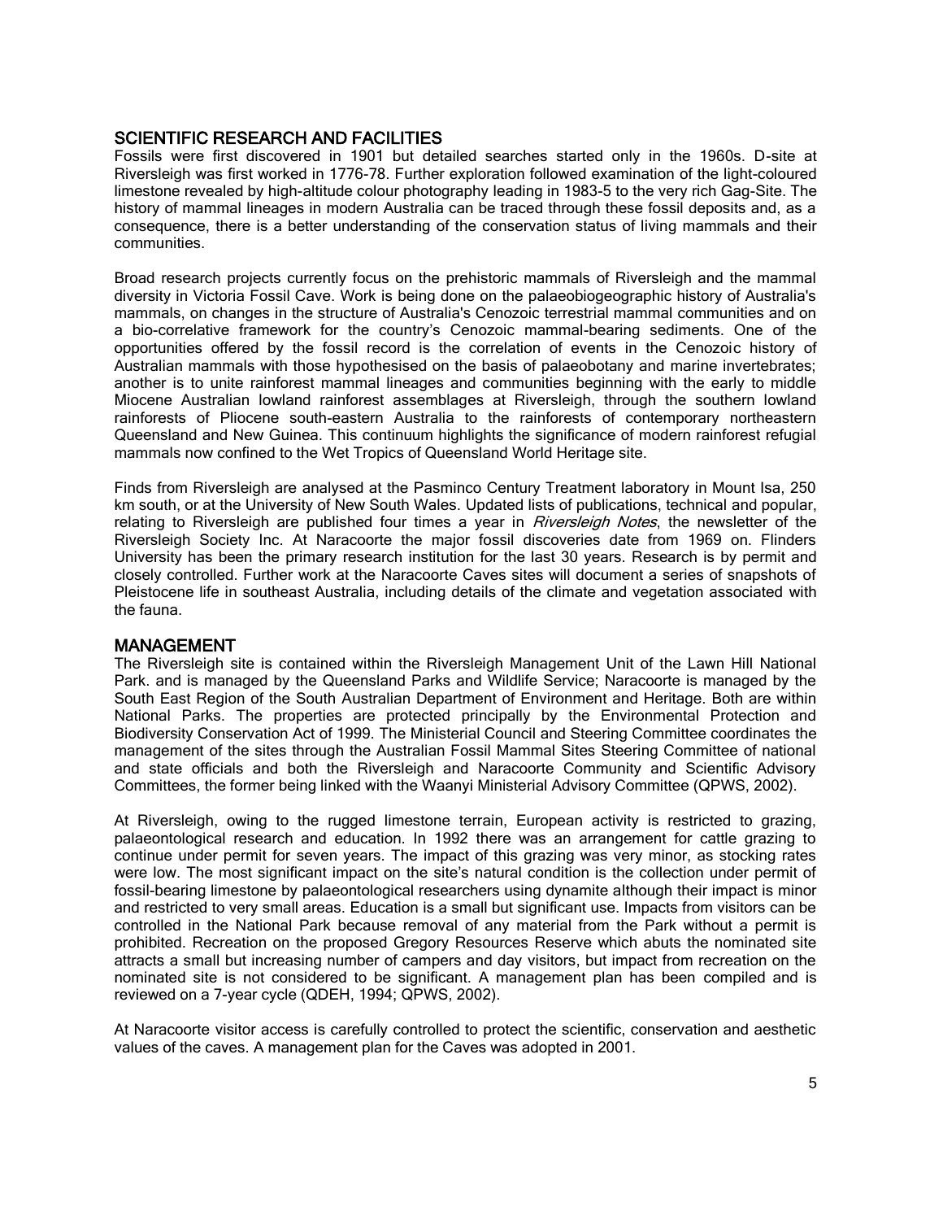## SCIENTIFIC RESEARCH AND FACILITIES

Fossils were first discovered in 1901 but detailed searches started only in the 1960s. D-site at Riversleigh was first worked in 1776-78. Further exploration followed examination of the light-coloured limestone revealed by high-altitude colour photography leading in 1983-5 to the very rich Gag-Site. The history of mammal lineages in modern Australia can be traced through these fossil deposits and, as a consequence, there is a better understanding of the conservation status of living mammals and their communities.

Broad research projects currently focus on the prehistoric mammals of Riversleigh and the mammal diversity in Victoria Fossil Cave. Work is being done on the palaeobiogeographic history of Australia's mammals, on changes in the structure of Australia's Cenozoic terrestrial mammal communities and on a bio-correlative framework for the country's Cenozoic mammal-bearing sediments. One of the opportunities offered by the fossil record is the correlation of events in the Cenozoic history of Australian mammals with those hypothesised on the basis of palaeobotany and marine invertebrates; another is to unite rainforest mammal lineages and communities beginning with the early to middle Miocene Australian lowland rainforest assemblages at Riversleigh, through the southern lowland rainforests of Pliocene south-eastern Australia to the rainforests of contemporary northeastern Queensland and New Guinea. This continuum highlights the significance of modern rainforest refugial mammals now confined to the Wet Tropics of Queensland World Heritage site.

Finds from Riversleigh are analysed at the Pasminco Century Treatment laboratory in Mount Isa, 250 km south, or at the University of New South Wales. Updated lists of publications, technical and popular, relating to Riversleigh are published four times a year in *Riversleigh Notes*, the newsletter of the Riversleigh Society Inc. At Naracoorte the major fossil discoveries date from 1969 on. Flinders University has been the primary research institution for the last 30 years. Research is by permit and closely controlled. Further work at the Naracoorte Caves sites will document a series of snapshots of Pleistocene life in southeast Australia, including details of the climate and vegetation associated with the fauna.

## MANAGEMENT

The Riversleigh site is contained within the Riversleigh Management Unit of the Lawn Hill National Park. and is managed by the Queensland Parks and Wildlife Service; Naracoorte is managed by the South East Region of the South Australian Department of Environment and Heritage. Both are within National Parks. The properties are protected principally by the Environmental Protection and Biodiversity Conservation Act of 1999. The Ministerial Council and Steering Committee coordinates the management of the sites through the Australian Fossil Mammal Sites Steering Committee of national and state officials and both the Riversleigh and Naracoorte Community and Scientific Advisory Committees, the former being linked with the Waanyi Ministerial Advisory Committee (QPWS, 2002).

At Riversleigh, owing to the rugged limestone terrain, European activity is restricted to grazing, palaeontological research and education. In 1992 there was an arrangement for cattle grazing to continue under permit for seven years. The impact of this grazing was very minor, as stocking rates were low. The most significant impact on the site's natural condition is the collection under permit of fossil-bearing limestone by palaeontological researchers using dynamite although their impact is minor and restricted to very small areas. Education is a small but significant use. Impacts from visitors can be controlled in the National Park because removal of any material from the Park without a permit is prohibited. Recreation on the proposed Gregory Resources Reserve which abuts the nominated site attracts a small but increasing number of campers and day visitors, but impact from recreation on the nominated site is not considered to be significant. A management plan has been compiled and is reviewed on a 7-year cycle (QDEH, 1994; QPWS, 2002).

At Naracoorte visitor access is carefully controlled to protect the scientific, conservation and aesthetic values of the caves. A management plan for the Caves was adopted in 2001.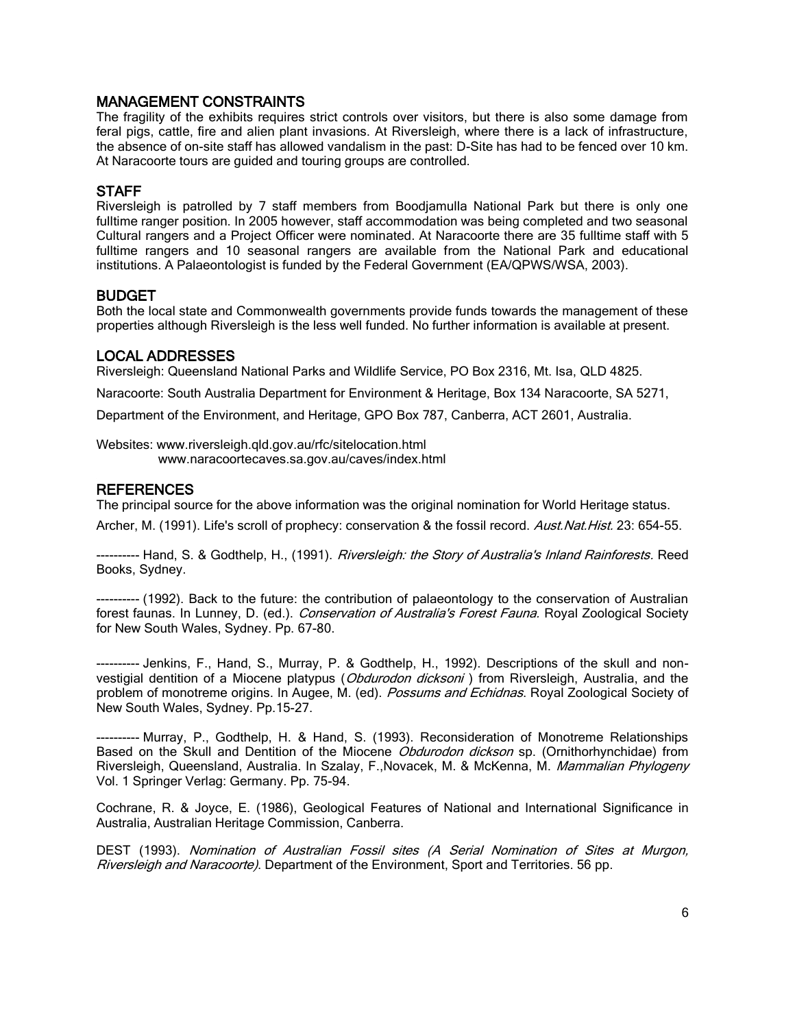## MANAGEMENT CONSTRAINTS

The fragility of the exhibits requires strict controls over visitors, but there is also some damage from feral pigs, cattle, fire and alien plant invasions. At Riversleigh, where there is a lack of infrastructure, the absence of on-site staff has allowed vandalism in the past: D-Site has had to be fenced over 10 km. At Naracoorte tours are guided and touring groups are controlled.

## STAFF

Riversleigh is patrolled by 7 staff members from Boodjamulla National Park but there is only one fulltime ranger position. In 2005 however, staff accommodation was being completed and two seasonal Cultural rangers and a Project Officer were nominated. At Naracoorte there are 35 fulltime staff with 5 fulltime rangers and 10 seasonal rangers are available from the National Park and educational institutions. A Palaeontologist is funded by the Federal Government (EA/QPWS/WSA, 2003).

## BUDGET

Both the local state and Commonwealth governments provide funds towards the management of these properties although Riversleigh is the less well funded. No further information is available at present.

## LOCAL ADDRESSES

Riversleigh: Queensland National Parks and Wildlife Service, PO Box 2316, Mt. Isa, QLD 4825.

Naracoorte: South Australia Department for Environment & Heritage, Box 134 Naracoorte, SA 5271,

Department of the Environment, and Heritage, GPO Box 787, Canberra, ACT 2601, Australia.

Websites: www.riversleigh.qld.gov.au/rfc/sitelocation.html
www.naracoortecaves.sa.gov.au/caves/index.html

## REFERENCES

The principal source for the above information was the original nomination for World Heritage status.

Archer, M. (1991). Life's scroll of prophecy: conservation & the fossil record. *Aust.Nat.Hist.* 23: 654-55.

---------- Hand, S. & Godthelp, H., (1991). *Riversleigh: the Story of Australia's Inland Rainforests.* Reed Books, Sydney.

---------- (1992). Back to the future: the contribution of palaeontology to the conservation of Australian forest faunas. In Lunney, D. (ed.). *Conservation of Australia's Forest Fauna*. Royal Zoological Society for New South Wales, Sydney. Pp. 67-80.

---------- Jenkins, F., Hand, S., Murray, P. & Godthelp, H., 1992). Descriptions of the skull and non-vestigial dentition of a Miocene platypus (*Obdurodon dicksoni* ) from Riversleigh, Australia, and the problem of monotreme origins. In Augee, M. (ed). *Possums and Echidnas*. Royal Zoological Society of New South Wales, Sydney. Pp.15-27.

---------- Murray, P., Godthelp, H. & Hand, S. (1993). Reconsideration of Monotreme Relationships Based on the Skull and Dentition of the Miocene *Obdurodon dickson* sp. (Ornithorhynchidae) from Riversleigh, Queensland, Australia. In Szalay, F.,Novacek, M. & McKenna, M. *Mammalian Phylogeny* Vol. 1 Springer Verlag: Germany. Pp. 75-94.

Cochrane, R. & Joyce, E. (1986), Geological Features of National and International Significance in Australia, Australian Heritage Commission, Canberra.

DEST (1993). *Nomination of Australian Fossil sites (A Serial Nomination of Sites at Murgon, Riversleigh and Naracoorte)*. Department of the Environment, Sport and Territories. 56 pp.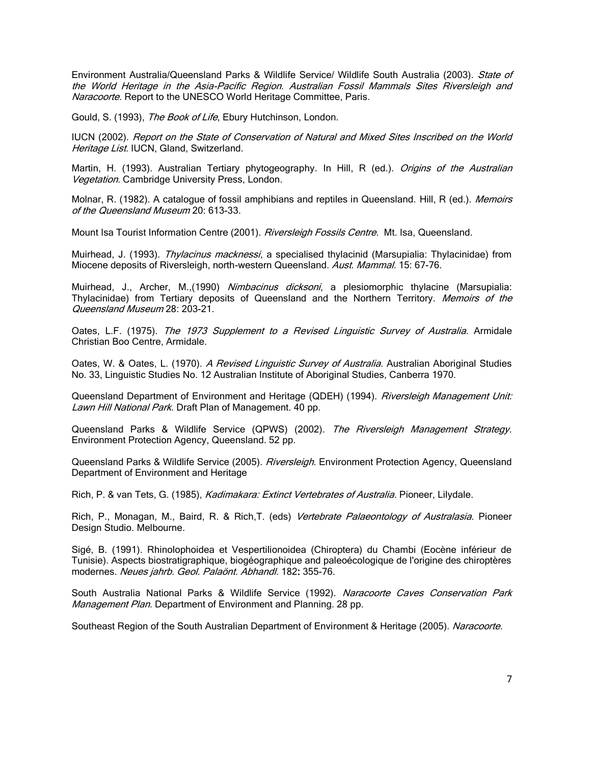Environment Australia/Queensland Parks & Wildlife Service/ Wildlife South Australia (2003). *State of the World Heritage in the Asia-Pacific Region*. *Australian Fossil Mammals Sites Riversleigh and Naracoorte.* Report to the UNESCO World Heritage Committee, Paris.

Gould, S. (1993), *The Book of Life*, Ebury Hutchinson, London.

IUCN (2002). *Report on the State of Conservation of Natural and Mixed Sites Inscribed on the World Heritage List.* IUCN, Gland, Switzerland.

Martin, H. (1993). Australian Tertiary phytogeography. In Hill, R (ed.). *Origins of the Australian Vegetation.* Cambridge University Press, London.

Molnar, R. (1982). A catalogue of fossil amphibians and reptiles in Queensland. Hill, R (ed.). *Memoirs of the Queensland Museum* 20: 613-33.

Mount Isa Tourist Information Centre (2001). *Riversleigh Fossils Centre*. Mt. Isa, Queensland.

Muirhead, J. (1993). *Thylacinus macknessi*, a specialised thylacinid (Marsupialia: Thylacinidae) from Miocene deposits of Riversleigh, north-western Queensland. *Aust. Mammal.* 15: 67-76.

Muirhead, J., Archer, M.,(1990) *Nimbacinus dicksoni*, a plesiomorphic thylacine (Marsupialia: Thylacinidae) from Tertiary deposits of Queensland and the Northern Territory. *Memoirs of the Queensland Museum* 28: 203-21.

Oates, L.F. (1975). *The 1973 Supplement to a Revised Linguistic Survey of Australia*. Armidale Christian Boo Centre, Armidale.

Oates, W. & Oates, L. (1970). *A Revised Linguistic Survey of Australia*. Australian Aboriginal Studies No. 33, Linguistic Studies No. 12 Australian Institute of Aboriginal Studies, Canberra 1970.

Queensland Department of Environment and Heritage (QDEH) (1994). *Riversleigh Management Unit: Lawn Hill National Park*. Draft Plan of Management. 40 pp.

Queensland Parks & Wildlife Service (QPWS) (2002). *The Riversleigh Management Strategy*. Environment Protection Agency, Queensland. 52 pp.

Queensland Parks & Wildlife Service (2005). *Riversleigh*. Environment Protection Agency, Queensland Department of Environment and Heritage

Rich, P. & van Tets, G. (1985), *Kadimakara: Extinct Vertebrates of Australia.* Pioneer, Lilydale.

Rich, P., Monagan, M., Baird, R. & Rich,T. (eds) *Vertebrate Palaeontology of Australasia*. Pioneer Design Studio. Melbourne.

Sigé, B. (1991). Rhinolophoidea et Vespertilionoidea (Chiroptera) du Chambi (Eocène inférieur de Tunisie). Aspects biostratigraphique, biogéographique and paleoécologique de l'origine des chiroptères modernes. *Neues jahrb. Geol. Palaönt. Abhandl.* 182**:** 355-76.

South Australia National Parks & Wildlife Service (1992). *Naracoorte Caves Conservation Park Management Plan*. Department of Environment and Planning. 28 pp.

Southeast Region of the South Australian Department of Environment & Heritage (2005). *Naracoorte.*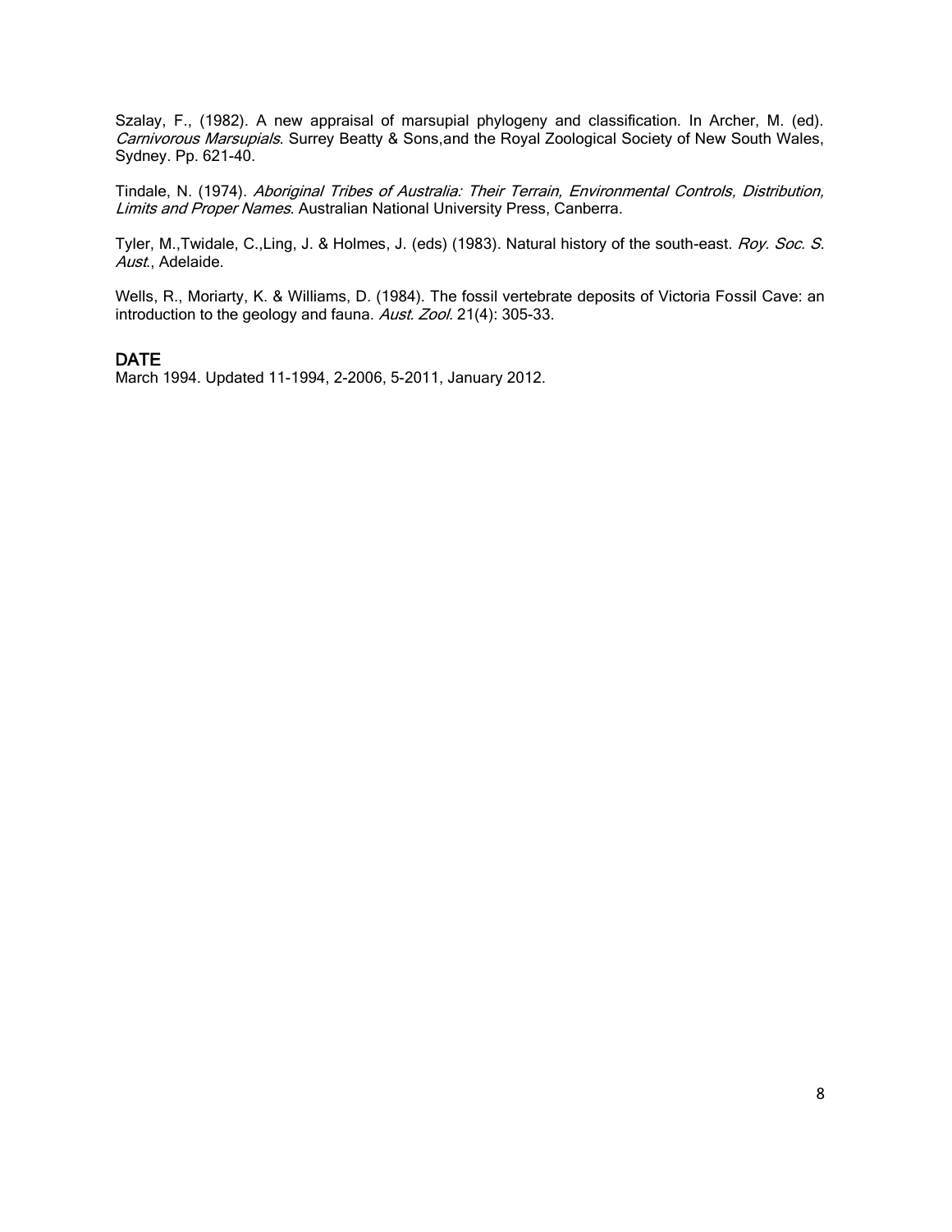Szalay, F., (1982). A new appraisal of marsupial phylogeny and classification. In Archer, M. (ed). *Carnivorous Marsupials*. Surrey Beatty & Sons,and the Royal Zoological Society of New South Wales, Sydney. Pp. 621-40.

Tindale, N. (1974). *Aboriginal Tribes of Australia: Their Terrain, Environmental Controls, Distribution, Limits and Proper Names*. Australian National University Press, Canberra.

Tyler, M.,Twidale, C.,Ling, J. & Holmes, J. (eds) (1983). Natural history of the south-east. *Roy. Soc. S. Aust.*, Adelaide.

Wells, R., Moriarty, K. & Williams, D. (1984). The fossil vertebrate deposits of Victoria Fossil Cave: an introduction to the geology and fauna. *Aust. Zool.* 21(4): 305-33.

## DATE

March 1994. Updated 11-1994, 2-2006, 5-2011, January 2012.